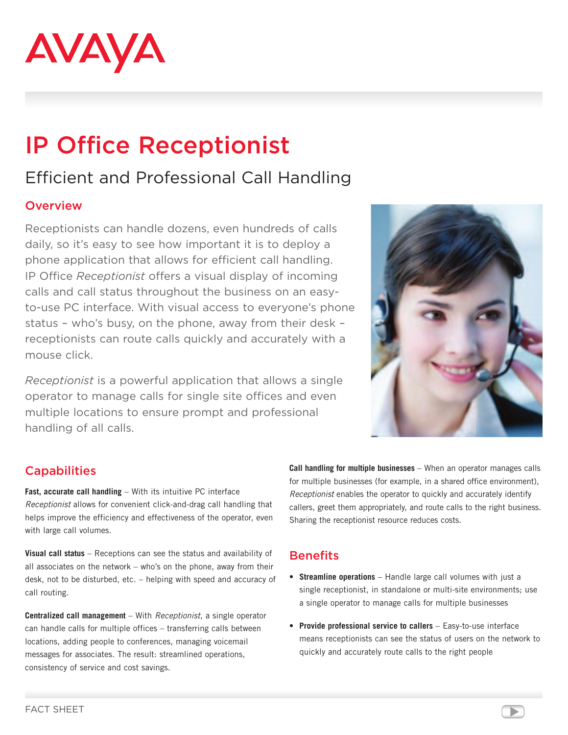AVAYA

# IP Office Receptionist

## Efficient and Professional Call Handling

### Overview

Receptionists can handle dozens, even hundreds of calls daily, so it's easy to see how important it is to deploy a phone application that allows for efficient call handling. IP Office *Receptionist* offers a visual display of incoming calls and call status throughout the business on an easy-to-use PC interface. With visual access to everyone's phone status – who's busy, on the phone, away from their desk – receptionists can route calls quickly and accurately with a mouse click.

*Receptionist* is a powerful application that allows a single operator to manage calls for single site offices and even multiple locations to ensure prompt and professional handling of all calls.

### Capabilities

**Fast, accurate call handling** – With its intuitive PC interface *Receptionist* allows for convenient click-and-drag call handling that helps improve the efficiency and effectiveness of the operator, even with large call volumes.

**Visual call status** – Receptions can see the status and availability of all associates on the network – who's on the phone, away from their desk, not to be disturbed, etc. – helping with speed and accuracy of call routing.

**Centralized call management** – With *Receptionist*, a single operator can handle calls for multiple offices – transferring calls between locations, adding people to conferences, managing voicemail messages for associates. The result: streamlined operations, consistency of service and cost savings.

**Call handling for multiple businesses** – When an operator manages calls for multiple businesses (for example, in a shared office environment), *Receptionist* enables the operator to quickly and accurately identify callers, greet them appropriately, and route calls to the right business. Sharing the receptionist resource reduces costs.

### Benefits

- **Streamline operations** – Handle large call volumes with just a single receptionist, in standalone or multi-site environments; use a single operator to manage calls for multiple businesses
- **Provide professional service to callers** – Easy-to-use interface means receptionists can see the status of users on the network to quickly and accurately route calls to the right people

FACT SHEET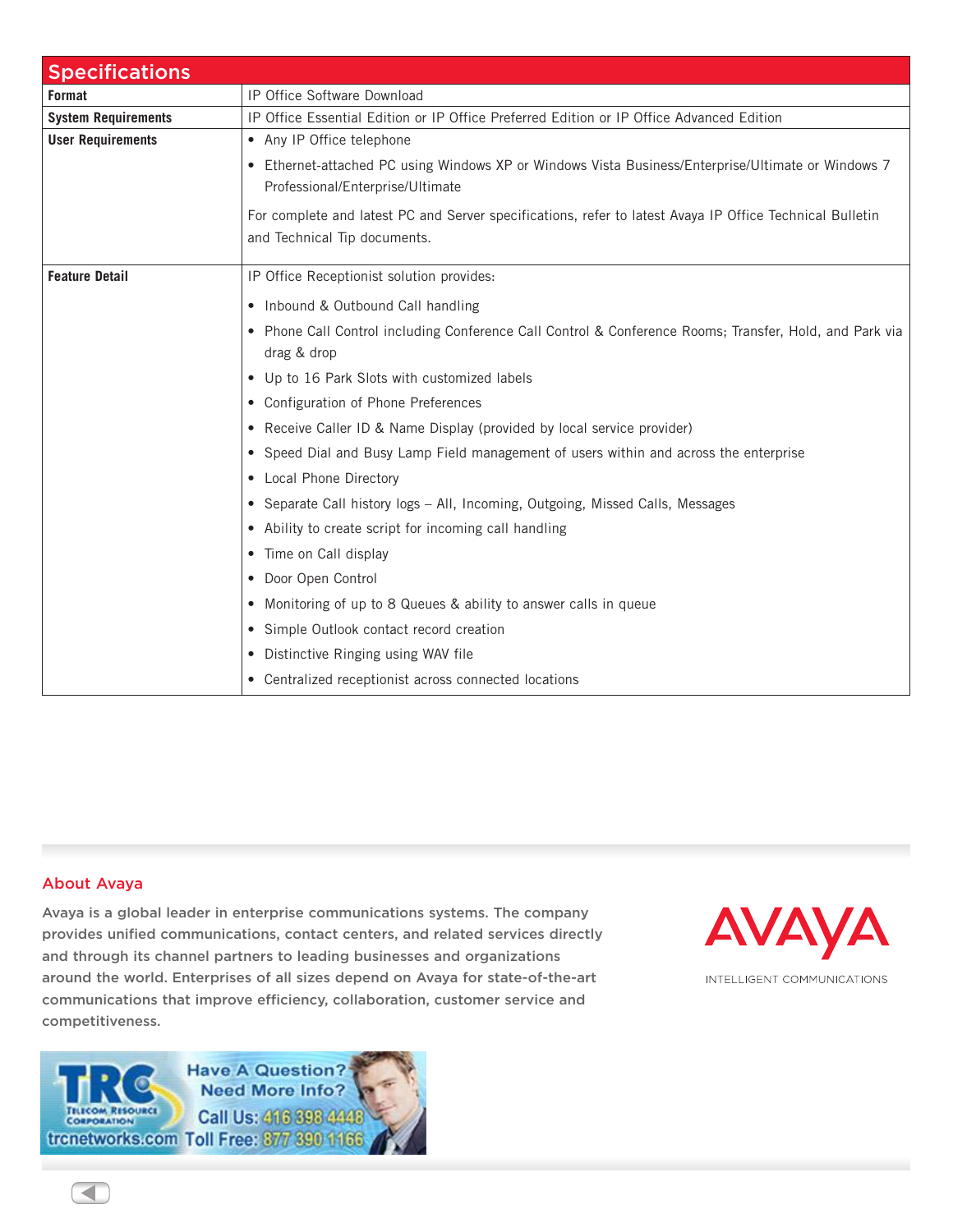## Specifications

| | |
|---|---|
| **Format** | IP Office Software Download |
| **System Requirements** | IP Office Essential Edition or IP Office Preferred Edition or IP Office Advanced Edition |
| **User Requirements** | • Any IP Office telephone<br>• Ethernet-attached PC using Windows XP or Windows Vista Business/Enterprise/Ultimate or Windows 7 Professional/Enterprise/Ultimate<br><br>For complete and latest PC and Server specifications, refer to latest Avaya IP Office Technical Bulletin and Technical Tip documents. |
| **Feature Detail** | IP Office Receptionist solution provides:<br>• Inbound & Outbound Call handling<br>• Phone Call Control including Conference Call Control & Conference Rooms; Transfer, Hold, and Park via drag & drop<br>• Up to 16 Park Slots with customized labels<br>• Configuration of Phone Preferences<br>• Receive Caller ID & Name Display (provided by local service provider)<br>• Speed Dial and Busy Lamp Field management of users within and across the enterprise<br>• Local Phone Directory<br>• Separate Call history logs – All, Incoming, Outgoing, Missed Calls, Messages<br>• Ability to create script for incoming call handling<br>• Time on Call display<br>• Door Open Control<br>• Monitoring of up to 8 Queues & ability to answer calls in queue<br>• Simple Outlook contact record creation<br>• Distinctive Ringing using WAV file<br>• Centralized receptionist across connected locations |

### About Avaya

Avaya is a global leader in enterprise communications systems. The company provides unified communications, contact centers, and related services directly and through its channel partners to leading businesses and organizations around the world. Enterprises of all sizes depend on Avaya for state-of-the-art communications that improve efficiency, collaboration, customer service and competitiveness.

AVAYA
INTELLIGENT COMMUNICATIONS

TRC Telecom Resource Corporation
Have A Question? Need More Info?
Call Us: 416 398 4448
trcnetworks.com Toll Free: 877 390 1166